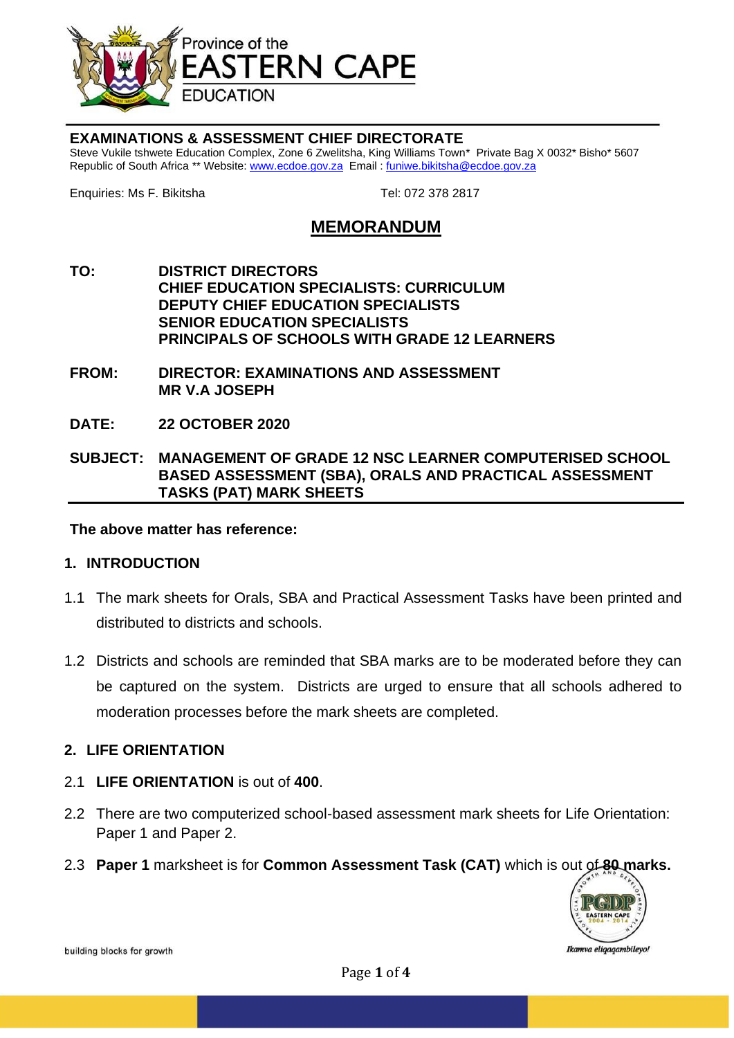Province of the
**EASTERN CAPE**
EDUCATION

**EXAMINATIONS & ASSESSMENT CHIEF DIRECTORATE**
Steve Vukile tshwete Education Complex, Zone 6 Zwelitsha, King Williams Town* Private Bag X 0032* Bisho* 5607
Republic of South Africa ** Website: www.ecdoe.gov.za Email : funiwe.bikitsha@ecdoe.gov.za

Enquiries: Ms F. Bikitsha Tel: 072 378 2817

# MEMORANDUM

**TO:** **DISTRICT DIRECTORS**
**CHIEF EDUCATION SPECIALISTS: CURRICULUM**
**DEPUTY CHIEF EDUCATION SPECIALISTS**
**SENIOR EDUCATION SPECIALISTS**
**PRINCIPALS OF SCHOOLS WITH GRADE 12 LEARNERS**

**FROM:** **DIRECTOR: EXAMINATIONS AND ASSESSMENT**
**MR V.A JOSEPH**

**DATE:** **22 OCTOBER 2020**

**SUBJECT:** **MANAGEMENT OF GRADE 12 NSC LEARNER COMPUTERISED SCHOOL BASED ASSESSMENT (SBA), ORALS AND PRACTICAL ASSESSMENT TASKS (PAT) MARK SHEETS**

**The above matter has reference:**

## 1. INTRODUCTION

1.1 The mark sheets for Orals, SBA and Practical Assessment Tasks have been printed and distributed to districts and schools.

1.2 Districts and schools are reminded that SBA marks are to be moderated before they can be captured on the system. Districts are urged to ensure that all schools adhered to moderation processes before the mark sheets are completed.

## 2. LIFE ORIENTATION

2.1 **LIFE ORIENTATION** is out of **400**.

2.2 There are two computerized school-based assessment mark sheets for Life Orientation: Paper 1 and Paper 2.

2.3 **Paper 1** marksheet is for **Common Assessment Task (CAT)** which is out of **80 marks.**

building blocks for growth

*Ikamva eliqaqambileyo!*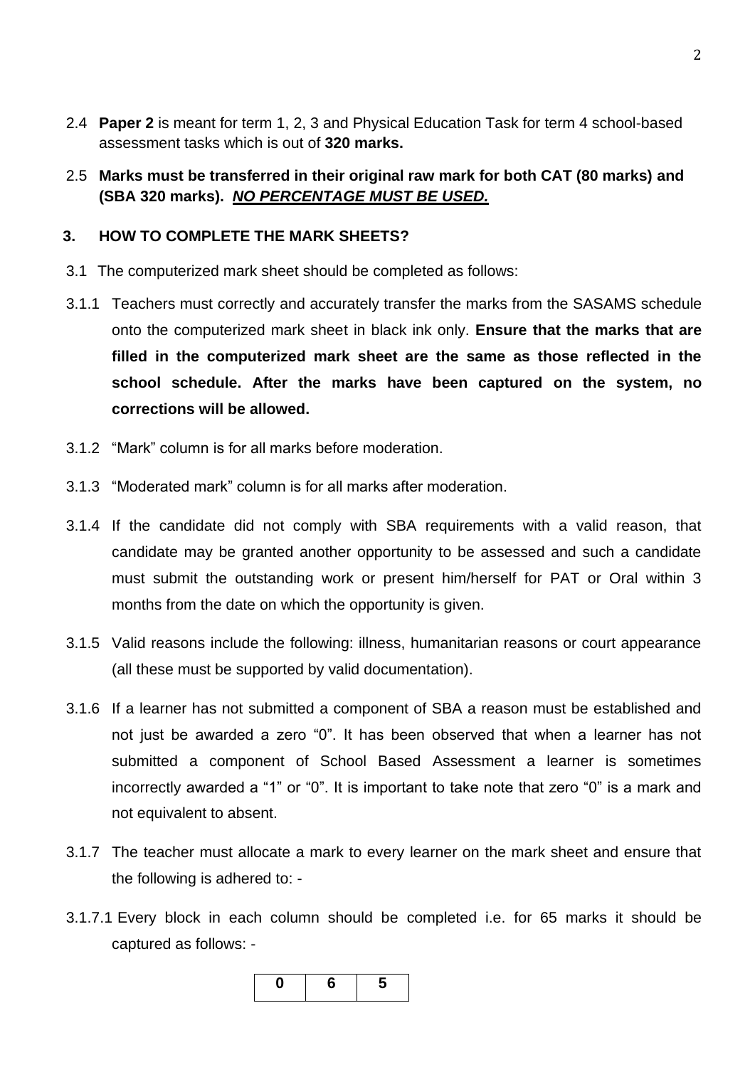2.4 **Paper 2** is meant for term 1, 2, 3 and Physical Education Task for term 4 school-based assessment tasks which is out of **320 marks.**

2.5 **Marks must be transferred in their original raw mark for both CAT (80 marks) and (SBA 320 marks).** ***NO PERCENTAGE MUST BE USED.***

## 3. HOW TO COMPLETE THE MARK SHEETS?

3.1 The computerized mark sheet should be completed as follows:

3.1.1 Teachers must correctly and accurately transfer the marks from the SASAMS schedule onto the computerized mark sheet in black ink only. **Ensure that the marks that are filled in the computerized mark sheet are the same as those reflected in the school schedule. After the marks have been captured on the system, no corrections will be allowed.**

3.1.2 "Mark" column is for all marks before moderation.

3.1.3 "Moderated mark" column is for all marks after moderation.

3.1.4 If the candidate did not comply with SBA requirements with a valid reason, that candidate may be granted another opportunity to be assessed and such a candidate must submit the outstanding work or present him/herself for PAT or Oral within 3 months from the date on which the opportunity is given.

3.1.5 Valid reasons include the following: illness, humanitarian reasons or court appearance (all these must be supported by valid documentation).

3.1.6 If a learner has not submitted a component of SBA a reason must be established and not just be awarded a zero "0". It has been observed that when a learner has not submitted a component of School Based Assessment a learner is sometimes incorrectly awarded a "1" or "0". It is important to take note that zero "0" is a mark and not equivalent to absent.

3.1.7 The teacher must allocate a mark to every learner on the mark sheet and ensure that the following is adhered to: -

3.1.7.1 Every block in each column should be completed i.e. for 65 marks it should be captured as follows: -

| **0** | **6** | **5** |
|---|---|---|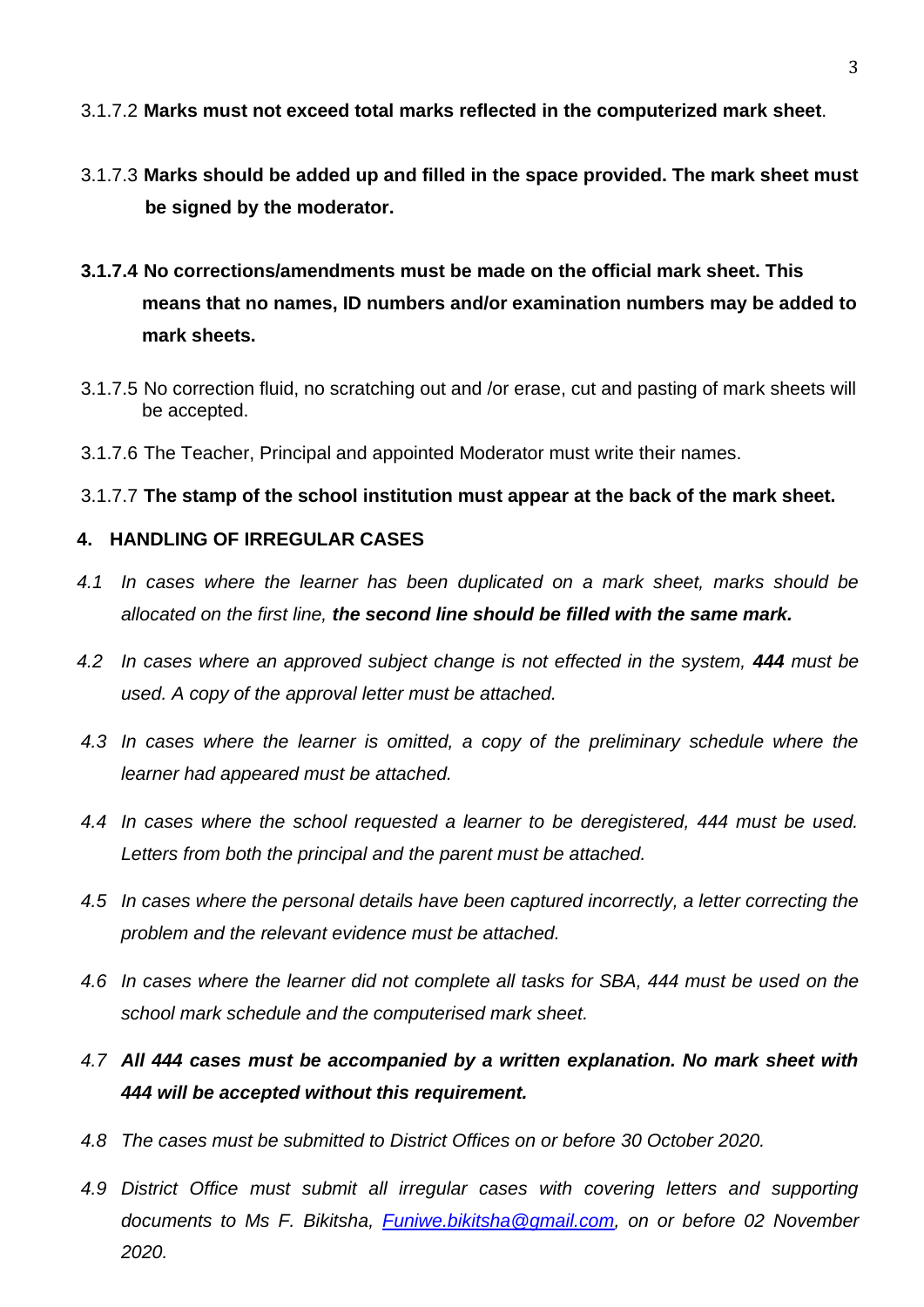3.1.7.2 **Marks must not exceed total marks reflected in the computerized mark sheet**.

3.1.7.3 **Marks should be added up and filled in the space provided. The mark sheet must be signed by the moderator.**

**3.1.7.4 No corrections/amendments must be made on the official mark sheet. This means that no names, ID numbers and/or examination numbers may be added to mark sheets.**

3.1.7.5 No correction fluid, no scratching out and /or erase, cut and pasting of mark sheets will be accepted.

3.1.7.6 The Teacher, Principal and appointed Moderator must write their names.

3.1.7.7 **The stamp of the school institution must appear at the back of the mark sheet.**

## 4. HANDLING OF IRREGULAR CASES

*4.1 In cases where the learner has been duplicated on a mark sheet, marks should be allocated on the first line,* ***the second line should be filled with the same mark.***

*4.2 In cases where an approved subject change is not effected in the system,* ***444*** *must be used. A copy of the approval letter must be attached.*

*4.3 In cases where the learner is omitted, a copy of the preliminary schedule where the learner had appeared must be attached.*

*4.4 In cases where the school requested a learner to be deregistered, 444 must be used. Letters from both the principal and the parent must be attached.*

*4.5 In cases where the personal details have been captured incorrectly, a letter correcting the problem and the relevant evidence must be attached.*

*4.6 In cases where the learner did not complete all tasks for SBA, 444 must be used on the school mark schedule and the computerised mark sheet.*

*4.7* ***All 444 cases must be accompanied by a written explanation. No mark sheet with 444 will be accepted without this requirement.***

*4.8 The cases must be submitted to District Offices on or before 30 October 2020.*

*4.9 District Office must submit all irregular cases with covering letters and supporting documents to Ms F. Bikitsha, [Funiwe.bikitsha@gmail.com](mailto:Funiwe.bikitsha@gmail.com), on or before 02 November 2020.*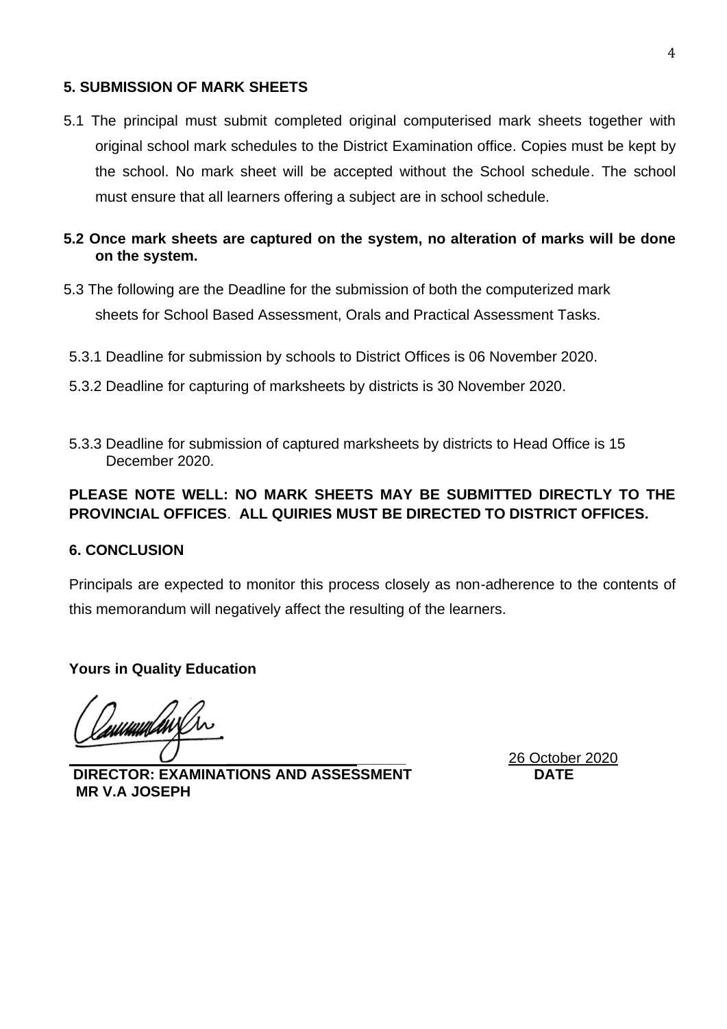**5. SUBMISSION OF MARK SHEETS**

5.1 The principal must submit completed original computerised mark sheets together with original school mark schedules to the District Examination office. Copies must be kept by the school. No mark sheet will be accepted without the School schedule. The school must ensure that all learners offering a subject are in school schedule.

**5.2 Once mark sheets are captured on the system, no alteration of marks will be done on the system.**

5.3 The following are the Deadline for the submission of both the computerized mark sheets for School Based Assessment, Orals and Practical Assessment Tasks.

5.3.1 Deadline for submission by schools to District Offices is 06 November 2020.

5.3.2 Deadline for capturing of marksheets by districts is 30 November 2020.

5.3.3 Deadline for submission of captured marksheets by districts to Head Office is 15 December 2020.

**PLEASE NOTE WELL: NO MARK SHEETS MAY BE SUBMITTED DIRECTLY TO THE PROVINCIAL OFFICES**. **ALL QUIRIES MUST BE DIRECTED TO DISTRICT OFFICES.**

**6. CONCLUSION**

Principals are expected to monitor this process closely as non-adherence to the contents of this memorandum will negatively affect the resulting of the learners.

**Yours in Quality Education**

**DIRECTOR: EXAMINATIONS AND ASSESSMENT**
**MR V.A JOSEPH**

26 October 2020
**DATE**